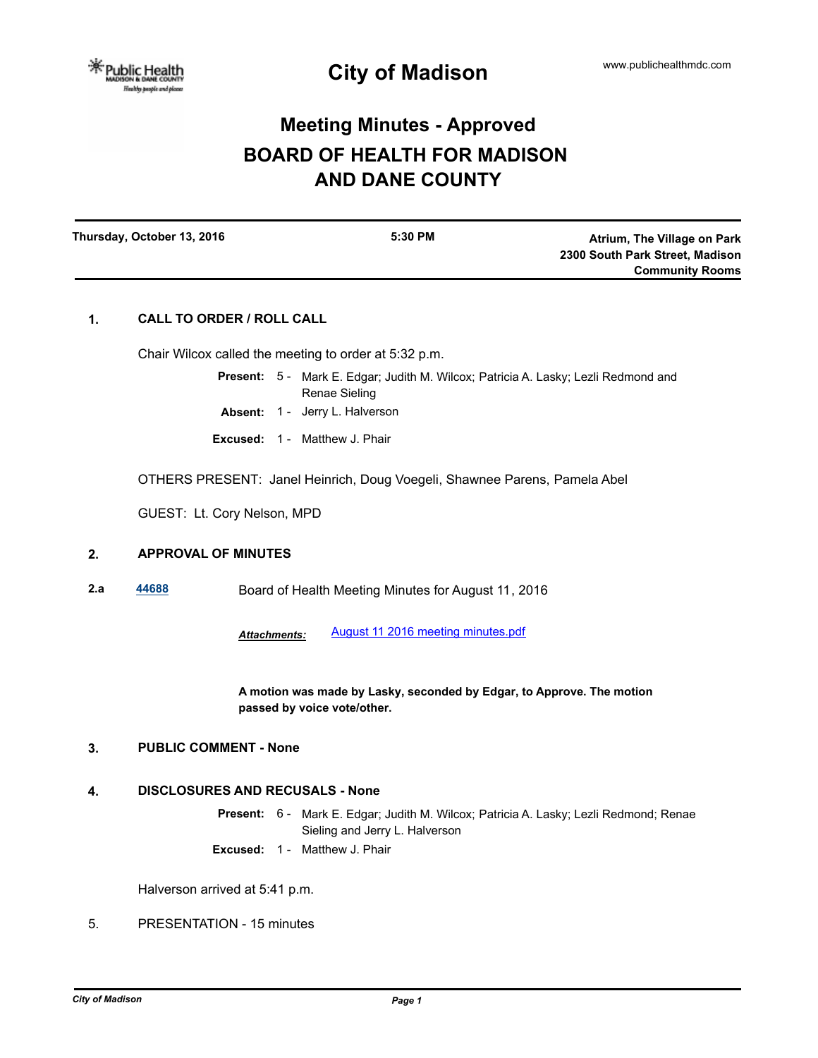# City of Madison

www.publichealthmdc.com

## Meeting Minutes - Approved

## BOARD OF HEALTH FOR MADISON AND DANE COUNTY

**Thursday, October 13, 2016** | **5:30 PM** | **Atrium, The Village on Park, 2300 South Park Street, Madison, Community Rooms**

### 1. CALL TO ORDER / ROLL CALL

Chair Wilcox called the meeting to order at 5:32 p.m.

**Present:** 5 - Mark E. Edgar; Judith M. Wilcox; Patricia A. Lasky; Lezli Redmond and Renae Sieling

**Absent:** 1 - Jerry L. Halverson

**Excused:** 1 - Matthew J. Phair

OTHERS PRESENT: Janel Heinrich, Doug Voegeli, Shawnee Parens, Pamela Abel

GUEST: Lt. Cory Nelson, MPD

### 2. APPROVAL OF MINUTES

**2.a** [44688] Board of Health Meeting Minutes for August 11, 2016

*Attachments:* August 11 2016 meeting minutes.pdf

**A motion was made by Lasky, seconded by Edgar, to Approve. The motion passed by voice vote/other.**

### 3. PUBLIC COMMENT - None

### 4. DISCLOSURES AND RECUSALS - None

**Present:** 6 - Mark E. Edgar; Judith M. Wilcox; Patricia A. Lasky; Lezli Redmond; Renae Sieling and Jerry L. Halverson

**Excused:** 1 - Matthew J. Phair

Halverson arrived at 5:41 p.m.

5. PRESENTATION - 15 minutes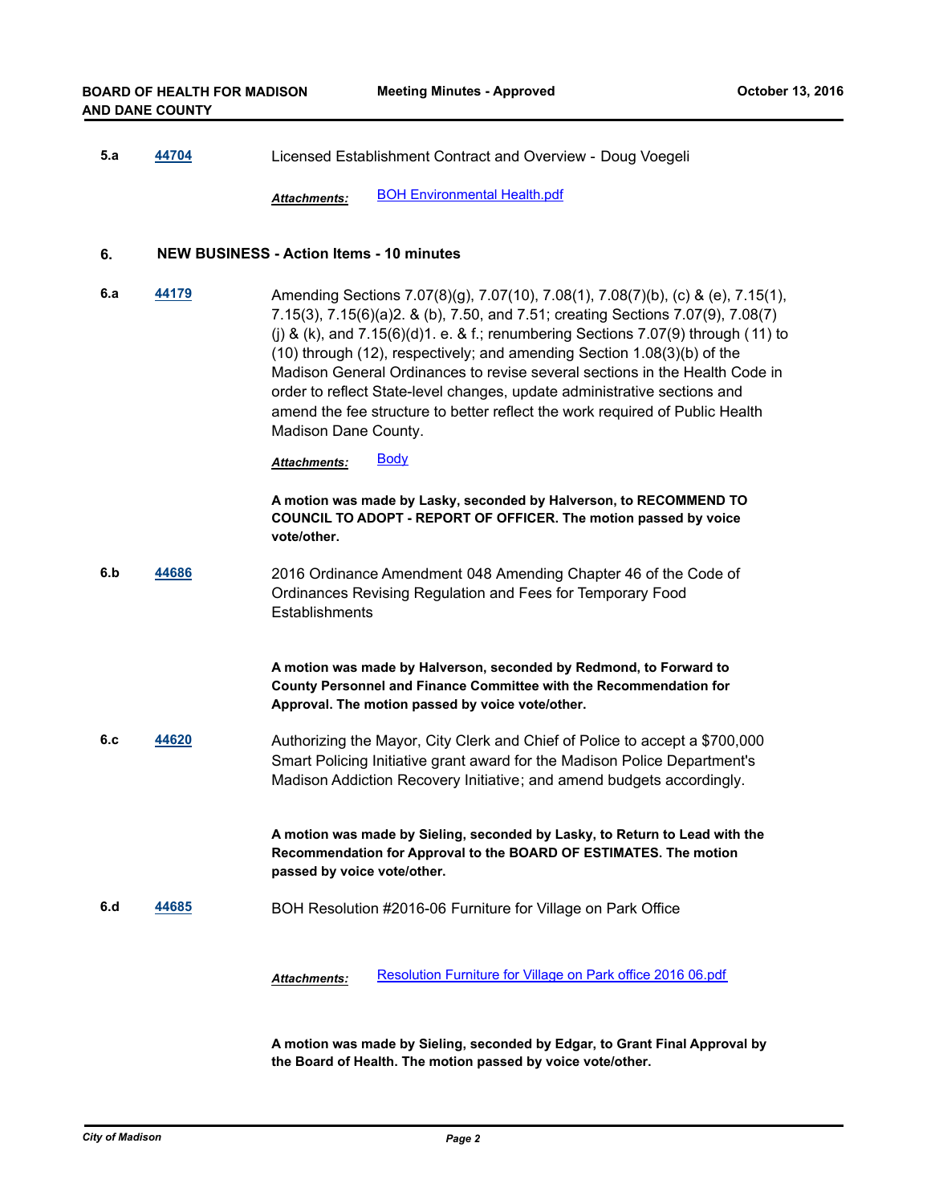**5.a** **44704** Licensed Establishment Contract and Overview - Doug Voegeli

***Attachments:*** BOH Environmental Health.pdf

## 6. NEW BUSINESS - Action Items - 10 minutes

**6.a** **44179** Amending Sections 7.07(8)(g), 7.07(10), 7.08(1), 7.08(7)(b), (c) & (e), 7.15(1), 7.15(3), 7.15(6)(a)2. & (b), 7.50, and 7.51; creating Sections 7.07(9), 7.08(7)(j) & (k), and 7.15(6)(d)1. e. & f.; renumbering Sections 7.07(9) through (11) to (10) through (12), respectively; and amending Section 1.08(3)(b) of the Madison General Ordinances to revise several sections in the Health Code in order to reflect State-level changes, update administrative sections and amend the fee structure to better reflect the work required of Public Health Madison Dane County.

***Attachments:*** Body

**A motion was made by Lasky, seconded by Halverson, to RECOMMEND TO COUNCIL TO ADOPT - REPORT OF OFFICER. The motion passed by voice vote/other.**

**6.b** **44686** 2016 Ordinance Amendment 048 Amending Chapter 46 of the Code of Ordinances Revising Regulation and Fees for Temporary Food Establishments

**A motion was made by Halverson, seconded by Redmond, to Forward to County Personnel and Finance Committee with the Recommendation for Approval. The motion passed by voice vote/other.**

**6.c** **44620** Authorizing the Mayor, City Clerk and Chief of Police to accept a $700,000 Smart Policing Initiative grant award for the Madison Police Department's Madison Addiction Recovery Initiative; and amend budgets accordingly.

**A motion was made by Sieling, seconded by Lasky, to Return to Lead with the Recommendation for Approval to the BOARD OF ESTIMATES. The motion passed by voice vote/other.**

**6.d** **44685** BOH Resolution #2016-06 Furniture for Village on Park Office

***Attachments:*** Resolution Furniture for Village on Park office 2016 06.pdf

**A motion was made by Sieling, seconded by Edgar, to Grant Final Approval by the Board of Health. The motion passed by voice vote/other.**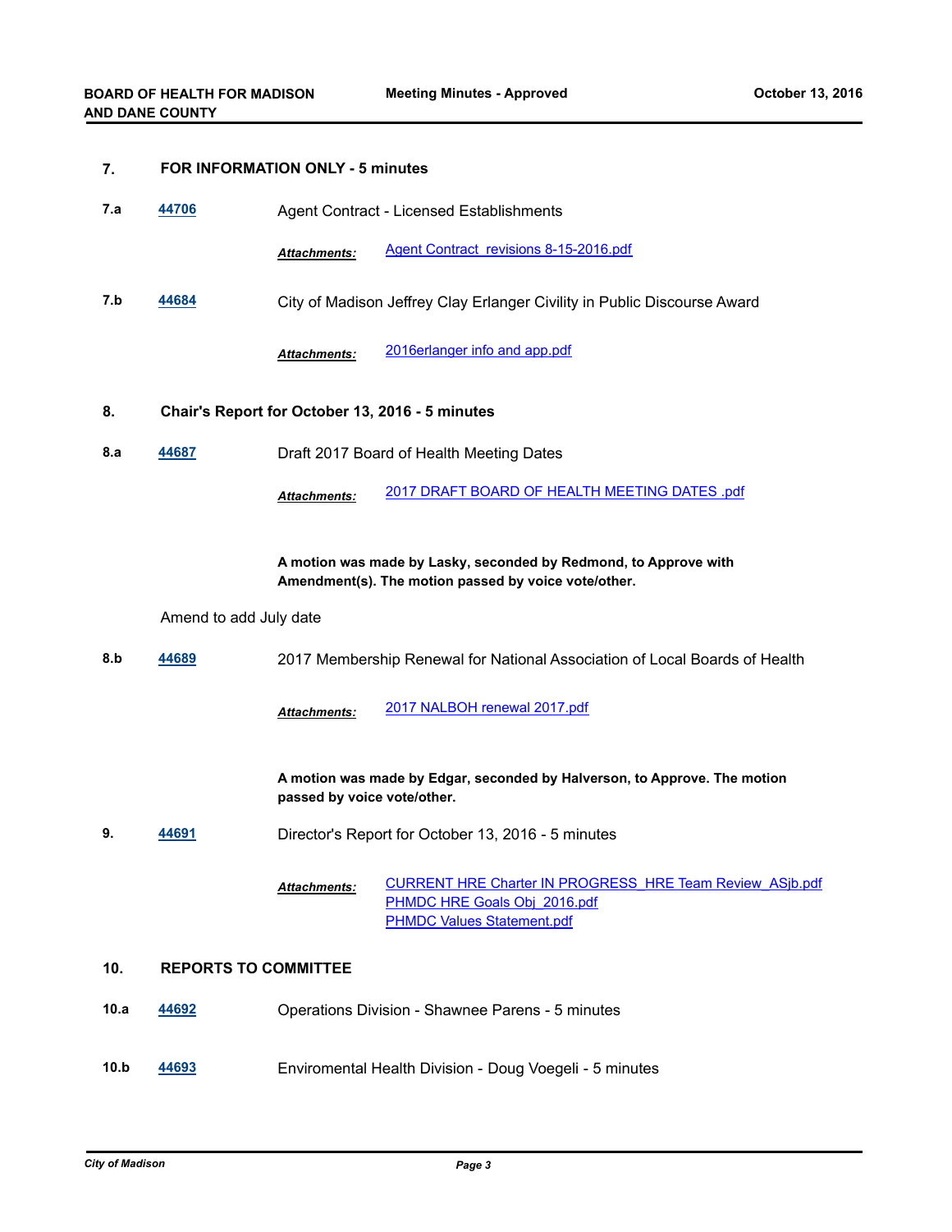## 7. FOR INFORMATION ONLY - 5 minutes

**7.a** **44706** Agent Contract - Licensed Establishments

*Attachments:* Agent Contract_revisions 8-15-2016.pdf

**7.b** **44684** City of Madison Jeffrey Clay Erlanger Civility in Public Discourse Award

*Attachments:* 2016erlanger info and app.pdf

## 8. Chair's Report for October 13, 2016 - 5 minutes

**8.a** **44687** Draft 2017 Board of Health Meeting Dates

*Attachments:* 2017 DRAFT BOARD OF HEALTH MEETING DATES .pdf

**A motion was made by Lasky, seconded by Redmond, to Approve with Amendment(s). The motion passed by voice vote/other.**

Amend to add July date

**8.b** **44689** 2017 Membership Renewal for National Association of Local Boards of Health

*Attachments:* 2017 NALBOH renewal 2017.pdf

**A motion was made by Edgar, seconded by Halverson, to Approve. The motion passed by voice vote/other.**

**9.** **44691** Director's Report for October 13, 2016 - 5 minutes

*Attachments:* CURRENT HRE Charter IN PROGRESS_HRE Team Review_ASjb.pdf
PHMDC HRE Goals Obj_2016.pdf
PHMDC Values Statement.pdf

## 10. REPORTS TO COMMITTEE

**10.a** **44692** Operations Division - Shawnee Parens - 5 minutes

**10.b** **44693** Enviromental Health Division - Doug Voegeli - 5 minutes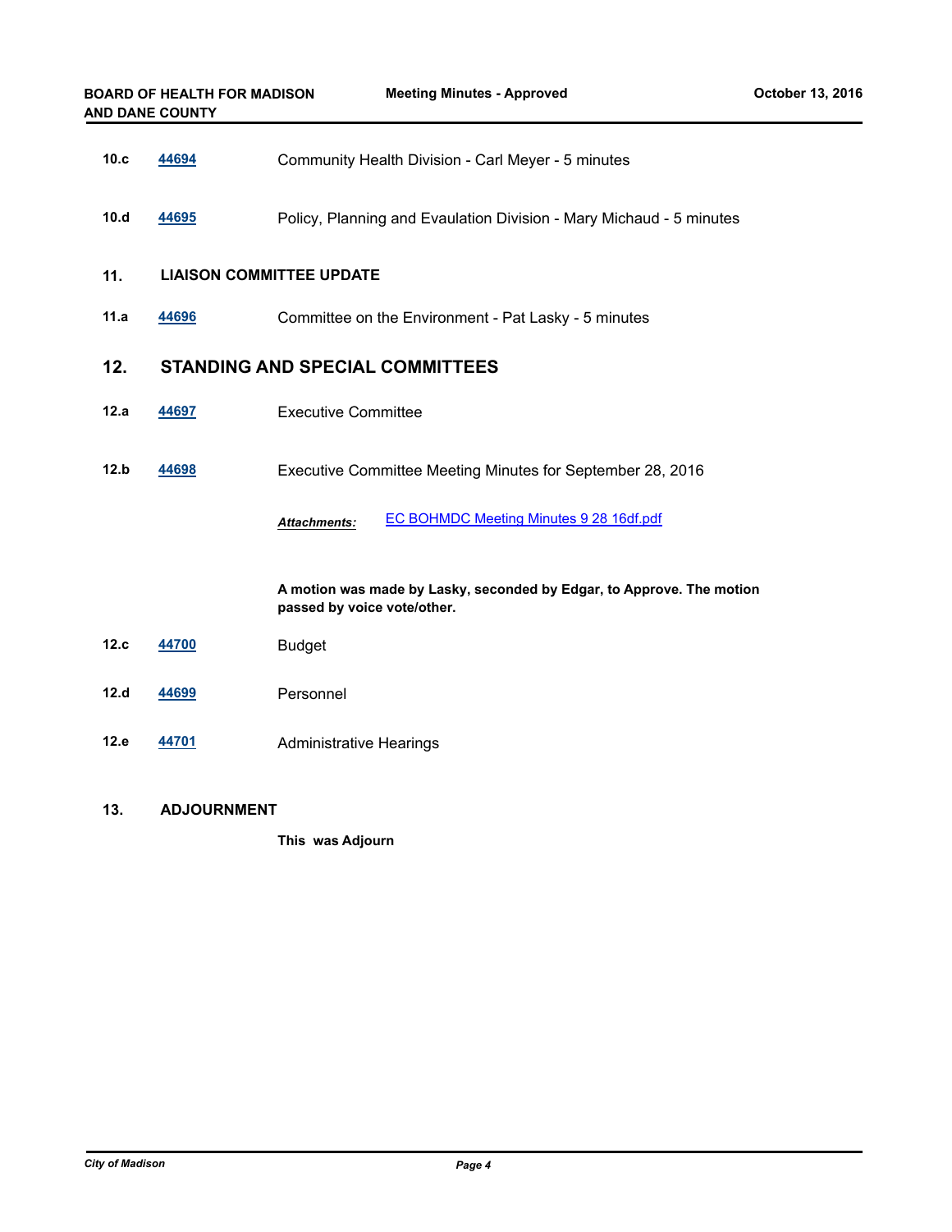**10.c** **44694** Community Health Division - Carl Meyer - 5 minutes

**10.d** **44695** Policy, Planning and Evaulation Division - Mary Michaud - 5 minutes

## 11. LIAISON COMMITTEE UPDATE

**11.a** **44696** Committee on the Environment - Pat Lasky - 5 minutes

## 12. STANDING AND SPECIAL COMMITTEES

**12.a** **44697** Executive Committee

**12.b** **44698** Executive Committee Meeting Minutes for September 28, 2016

***Attachments:*** EC BOHMDC Meeting Minutes 9 28 16df.pdf

**A motion was made by Lasky, seconded by Edgar, to Approve. The motion passed by voice vote/other.**

**12.c** **44700** Budget

**12.d** **44699** Personnel

**12.e** **44701** Administrative Hearings

## 13. ADJOURNMENT

**This was Adjourn**